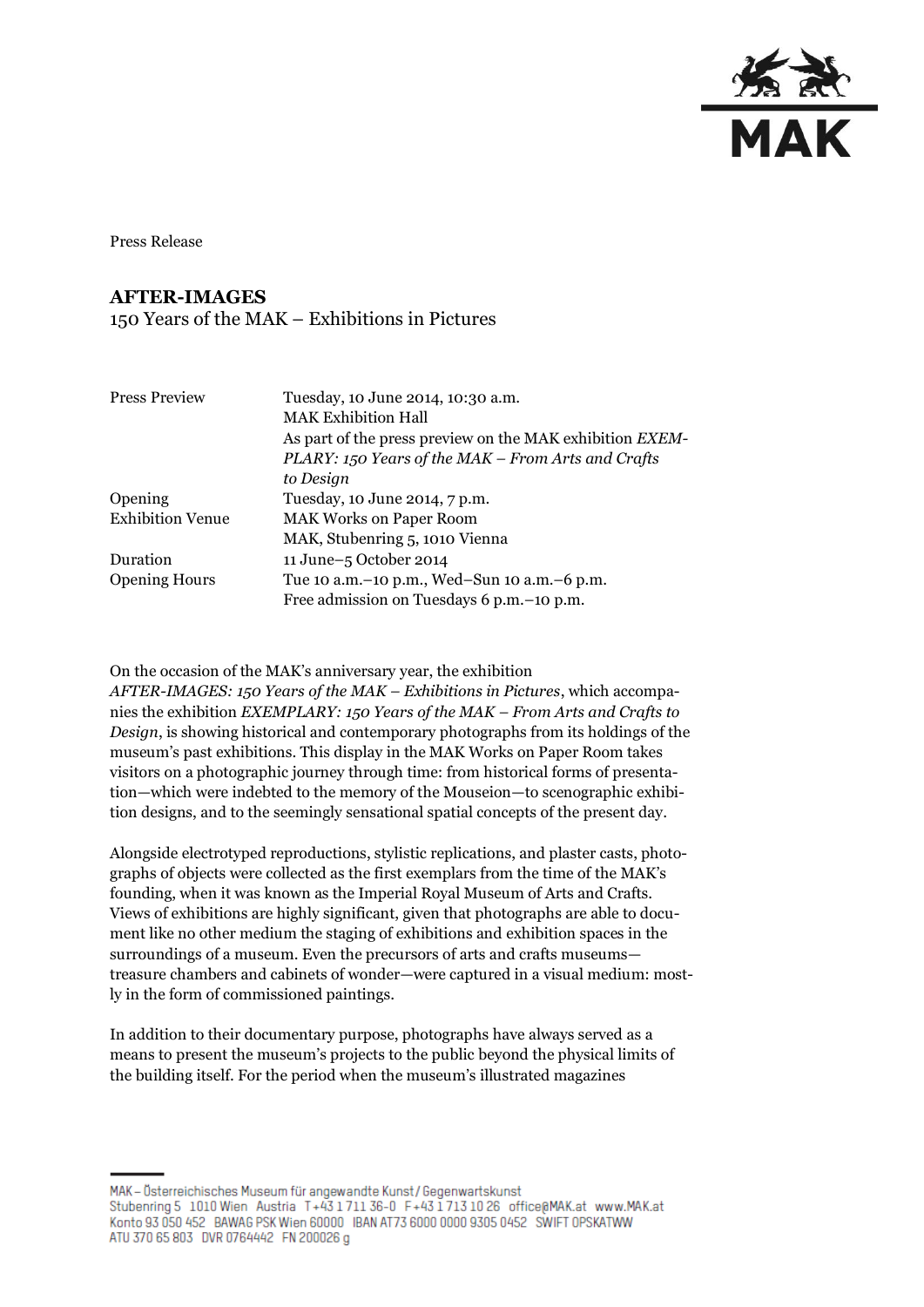Press Release

# AFTER-IMAGES

150 Years of the MAK – Exhibitions in Pictures

| | |
|---|---|
| Press Preview | Tuesday, 10 June 2014, 10:30 a.m.<br>MAK Exhibition Hall<br>As part of the press preview on the MAK exhibition *EXEMPLARY: 150 Years of the MAK – From Arts and Crafts to Design* |
| Opening | Tuesday, 10 June 2014, 7 p.m. |
| Exhibition Venue | MAK Works on Paper Room<br>MAK, Stubenring 5, 1010 Vienna |
| Duration | 11 June–5 October 2014 |
| Opening Hours | Tue 10 a.m.–10 p.m., Wed–Sun 10 a.m.–6 p.m.<br>Free admission on Tuesdays 6 p.m.–10 p.m. |

On the occasion of the MAK's anniversary year, the exhibition *AFTER-IMAGES: 150 Years of the MAK – Exhibitions in Pictures*, which accompanies the exhibition *EXEMPLARY: 150 Years of the MAK – From Arts and Crafts to Design*, is showing historical and contemporary photographs from its holdings of the museum's past exhibitions. This display in the MAK Works on Paper Room takes visitors on a photographic journey through time: from historical forms of presentation—which were indebted to the memory of the Mouseion—to scenographic exhibition designs, and to the seemingly sensational spatial concepts of the present day.

Alongside electrotyped reproductions, stylistic replications, and plaster casts, photographs of objects were collected as the first exemplars from the time of the MAK's founding, when it was known as the Imperial Royal Museum of Arts and Crafts. Views of exhibitions are highly significant, given that photographs are able to document like no other medium the staging of exhibitions and exhibition spaces in the surroundings of a museum. Even the precursors of arts and crafts museums—treasure chambers and cabinets of wonder—were captured in a visual medium: mostly in the form of commissioned paintings.

In addition to their documentary purpose, photographs have always served as a means to present the museum's projects to the public beyond the physical limits of the building itself. For the period when the museum's illustrated magazines

MAK – Österreichisches Museum für angewandte Kunst / Gegenwartskunst
Stubenring 5 1010 Wien Austria T+43 1 711 36-0 F+43 1 713 10 26 office@MAK.at www.MAK.at
Konto 93 050 452 BAWAG PSK Wien 60000 IBAN AT73 6000 0000 9305 0452 SWIFT OPSKATWW
ATU 370 65 803 DVR 0764442 FN 200026 g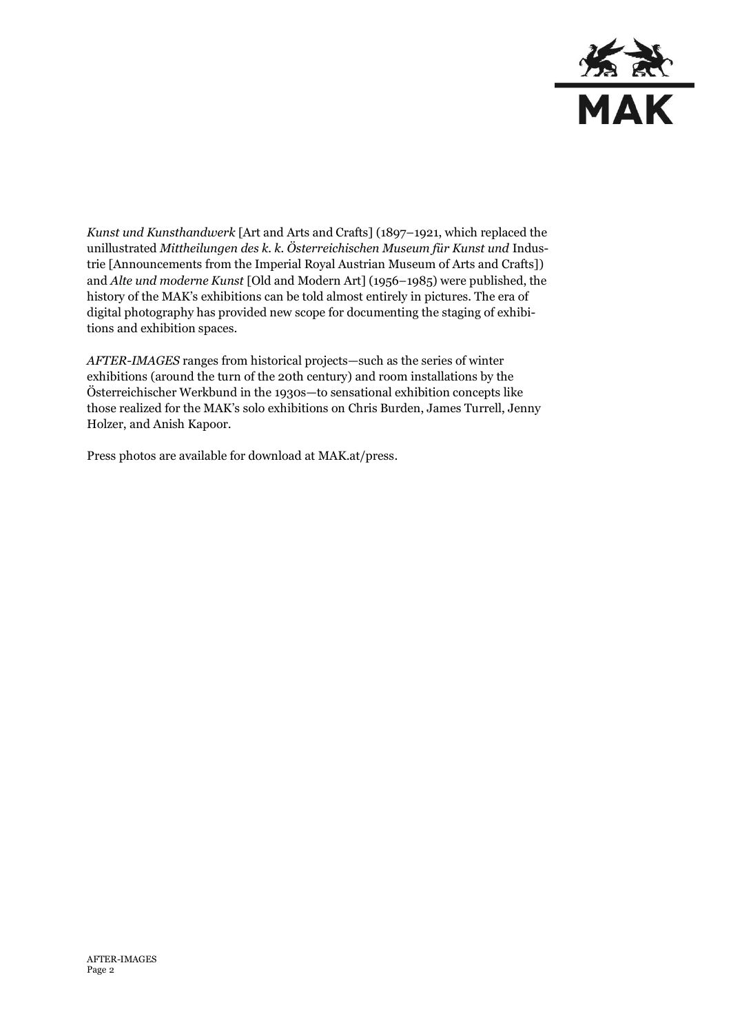*Kunst und Kunsthandwerk* [Art and Arts and Crafts] (1897–1921, which replaced the unillustrated *Mittheilungen des k. k. Österreichischen Museum für Kunst und* Industrie [Announcements from the Imperial Royal Austrian Museum of Arts and Crafts]) and *Alte und moderne Kunst* [Old and Modern Art] (1956–1985) were published, the history of the MAK's exhibitions can be told almost entirely in pictures. The era of digital photography has provided new scope for documenting the staging of exhibitions and exhibition spaces.

*AFTER-IMAGES* ranges from historical projects—such as the series of winter exhibitions (around the turn of the 20th century) and room installations by the Österreichischer Werkbund in the 1930s—to sensational exhibition concepts like those realized for the MAK's solo exhibitions on Chris Burden, James Turrell, Jenny Holzer, and Anish Kapoor.

Press photos are available for download at MAK.at/press.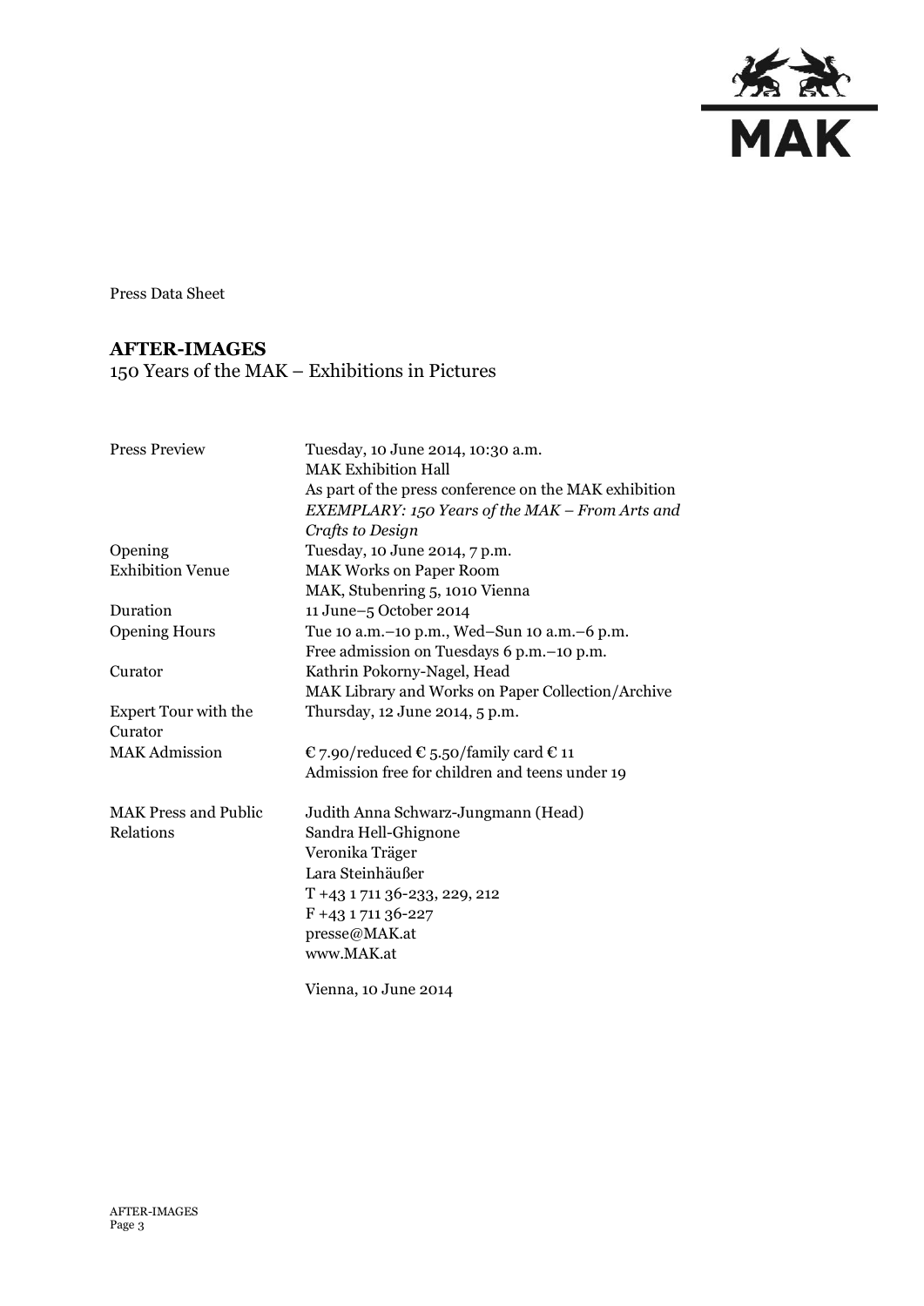Press Data Sheet

## AFTER-IMAGES

150 Years of the MAK – Exhibitions in Pictures

| | |
|---|---|
| Press Preview | Tuesday, 10 June 2014, 10:30 a.m.<br>MAK Exhibition Hall<br>As part of the press conference on the MAK exhibition *EXEMPLARY: 150 Years of the MAK – From Arts and Crafts to Design* |
| Opening | Tuesday, 10 June 2014, 7 p.m. |
| Exhibition Venue | MAK Works on Paper Room<br>MAK, Stubenring 5, 1010 Vienna |
| Duration | 11 June–5 October 2014 |
| Opening Hours | Tue 10 a.m.–10 p.m., Wed–Sun 10 a.m.–6 p.m.<br>Free admission on Tuesdays 6 p.m.–10 p.m. |
| Curator | Kathrin Pokorny-Nagel, Head<br>MAK Library and Works on Paper Collection/Archive |
| Expert Tour with the Curator | Thursday, 12 June 2014, 5 p.m. |
| MAK Admission | € 7.90/reduced € 5.50/family card € 11<br>Admission free for children and teens under 19 |
| MAK Press and Public Relations | Judith Anna Schwarz-Jungmann (Head)<br>Sandra Hell-Ghignone<br>Veronika Träger<br>Lara Steinhäußer<br>T +43 1 711 36-233, 229, 212<br>F +43 1 711 36-227<br>presse@MAK.at<br>www.MAK.at |

Vienna, 10 June 2014